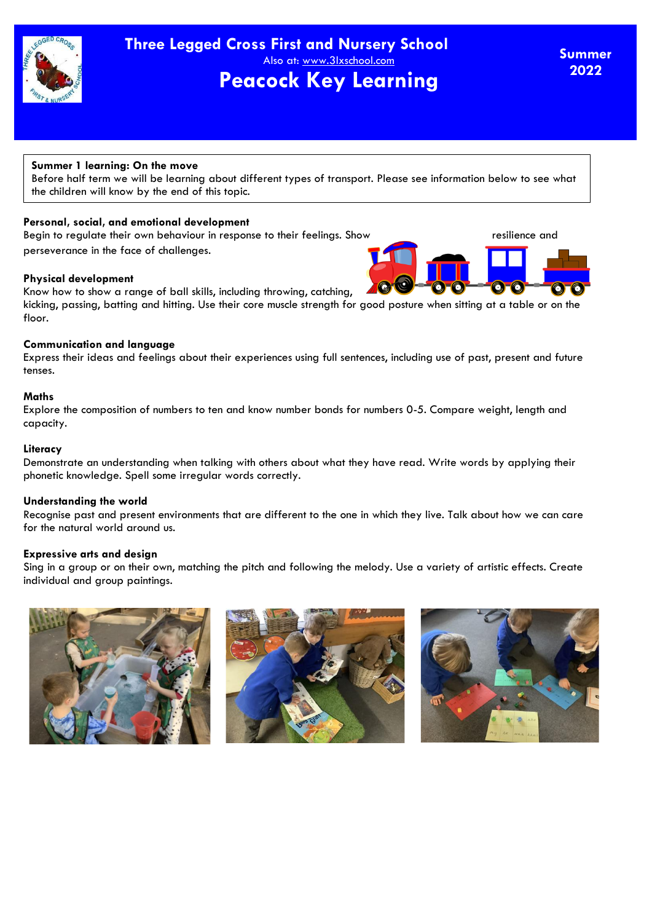# Three Legged Cross First and Nursery School

Also at: www.3lxschool.com

## Peacock Key Learning

**Summer 2022**

**Summer 1 learning: On the move**
Before half term we will be learning about different types of transport. Please see information below to see what the children will know by the end of this topic.

### Personal, social, and emotional development

Begin to regulate their own behaviour in response to their feelings. Show resilience and perseverance in the face of challenges.

### Physical development

Know how to show a range of ball skills, including throwing, catching, kicking, passing, batting and hitting. Use their core muscle strength for good posture when sitting at a table or on the floor.

### Communication and language

Express their ideas and feelings about their experiences using full sentences, including use of past, present and future tenses.

### Maths

Explore the composition of numbers to ten and know number bonds for numbers 0-5. Compare weight, length and capacity.

### Literacy

Demonstrate an understanding when talking with others about what they have read. Write words by applying their phonetic knowledge. Spell some irregular words correctly.

### Understanding the world

Recognise past and present environments that are different to the one in which they live. Talk about how we can care for the natural world around us.

### Expressive arts and design

Sing in a group or on their own, matching the pitch and following the melody. Use a variety of artistic effects. Create individual and group paintings.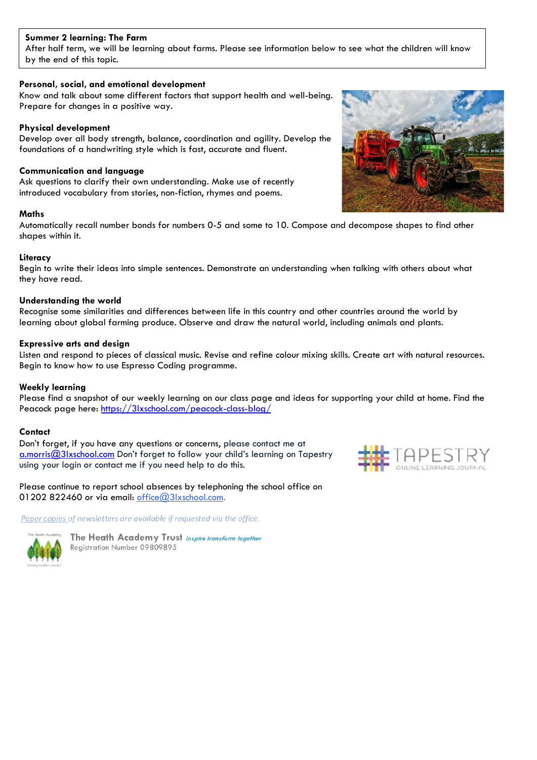**Summer 2 learning: The Farm**
After half term, we will be learning about farms. Please see information below to see what the children will know by the end of this topic.

**Personal, social, and emotional development**
Know and talk about some different factors that support health and well-being. Prepare for changes in a positive way.

**Physical development**
Develop over all body strength, balance, coordination and agility. Develop the foundations of a handwriting style which is fast, accurate and fluent.

**Communication and language**
Ask questions to clarify their own understanding. Make use of recently introduced vocabulary from stories, non-fiction, rhymes and poems.

**Maths**
Automatically recall number bonds for numbers 0-5 and some to 10. Compose and decompose shapes to find other shapes within it.

**Literacy**
Begin to write their ideas into simple sentences. Demonstrate an understanding when talking with others about what they have read.

**Understanding the world**
Recognise some similarities and differences between life in this country and other countries around the world by learning about global farming produce. Observe and draw the natural world, including animals and plants.

**Expressive arts and design**
Listen and respond to pieces of classical music. Revise and refine colour mixing skills. Create art with natural resources. Begin to know how to use Espresso Coding programme.

**Weekly learning**
Please find a snapshot of our weekly learning on our class page and ideas for supporting your child at home. Find the Peacock page here: https://3lxschool.com/peacock-class-blog/

**Contact**
Don't forget, if you have any questions or concerns, please contact me at a.morris@3lxschool.com Don't forget to follow your child's learning on Tapestry using your login or contact me if you need help to do this.

TAPESTRY
ONLINE LEARNING JOURNAL

Please continue to report school absences by telephoning the school office on 01202 822460 or via email: office@3lxschool.com.

*Paper copies of newsletters are available if requested via the office.*

The Heath Academy Trust *inspire transform together*
Registration Number 09809895